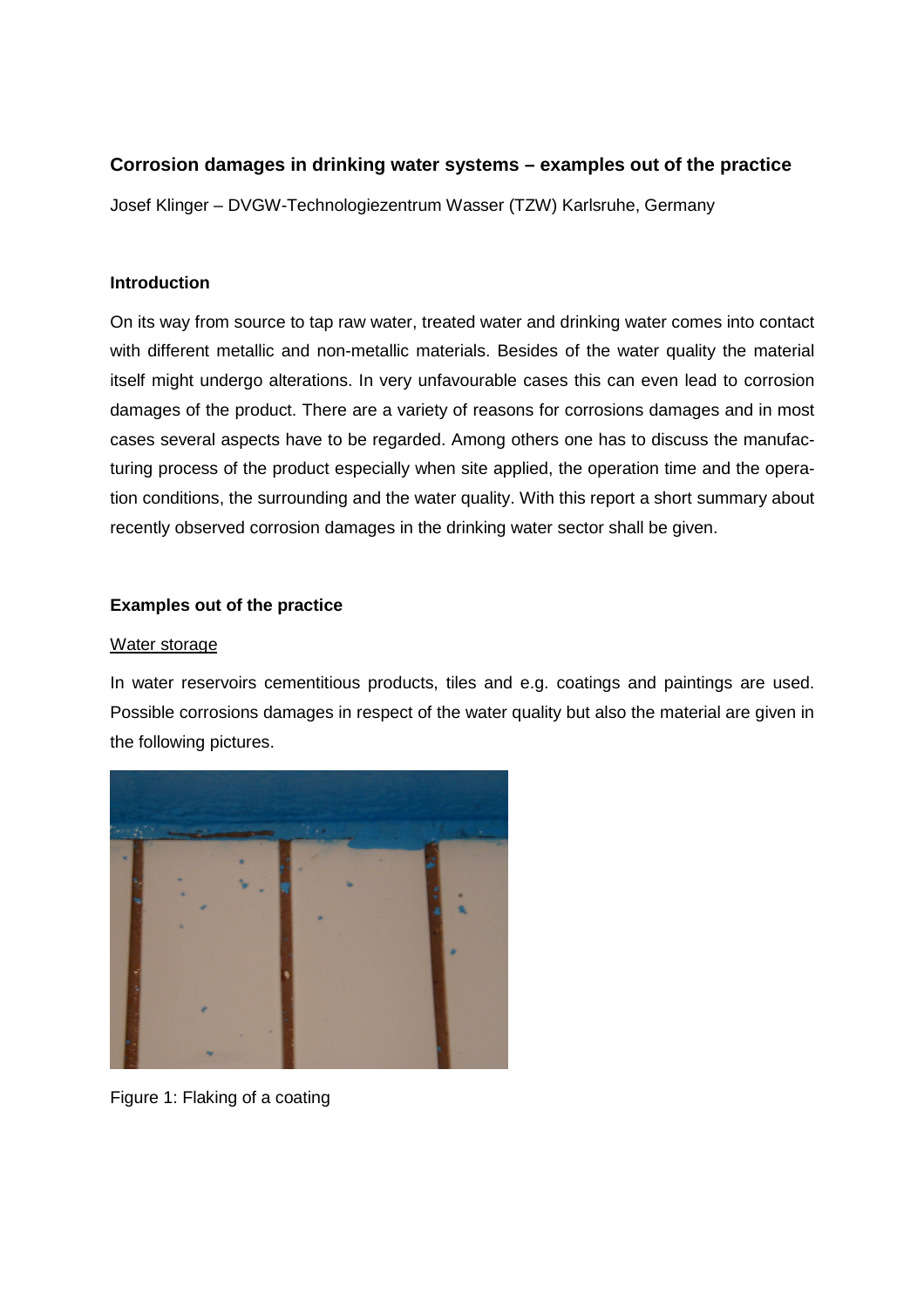## Corrosion damages in drinking water systems – examples out of the practice

Josef Klinger – DVGW-Technologiezentrum Wasser (TZW) Karlsruhe, Germany

### Introduction

On its way from source to tap raw water, treated water and drinking water comes into contact with different metallic and non-metallic materials. Besides of the water quality the material itself might undergo alterations. In very unfavourable cases this can even lead to corrosion damages of the product. There are a variety of reasons for corrosions damages and in most cases several aspects have to be regarded. Among others one has to discuss the manufacturing process of the product especially when site applied, the operation time and the operation conditions, the surrounding and the water quality. With this report a short summary about recently observed corrosion damages in the drinking water sector shall be given.

### Examples out of the practice

<u>Water storage</u>

In water reservoirs cementitious products, tiles and e.g. coatings and paintings are used. Possible corrosions damages in respect of the water quality but also the material are given in the following pictures.

Figure 1: Flaking of a coating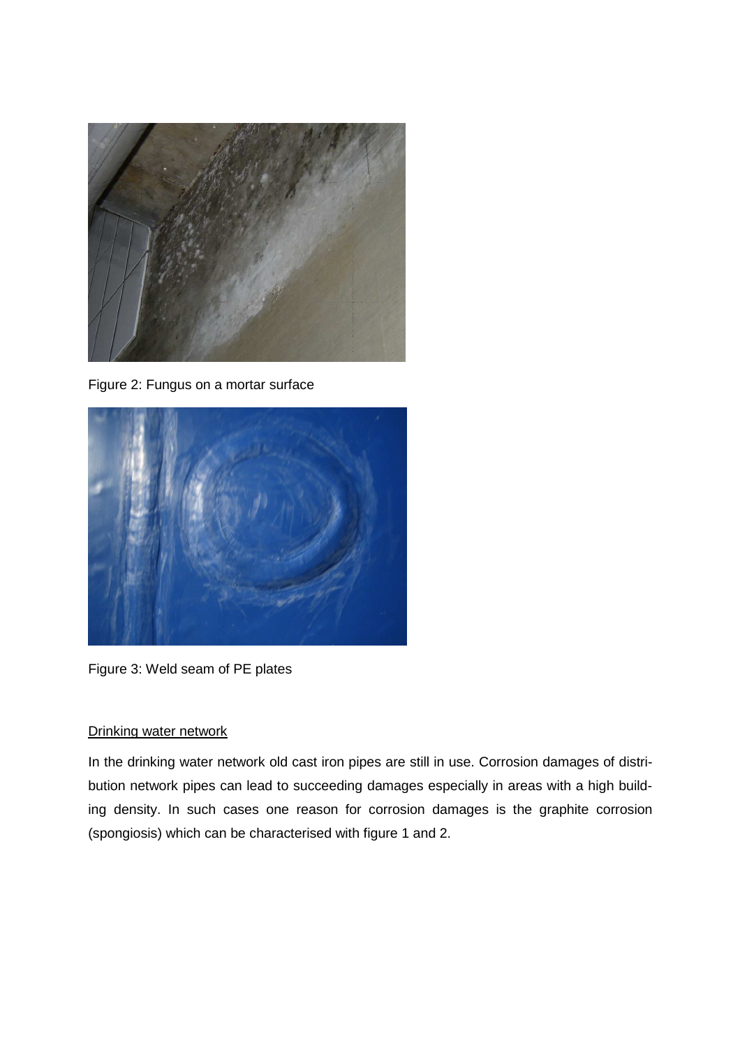Figure 2: Fungus on a mortar surface

Figure 3: Weld seam of PE plates

<u>Drinking water network</u>

In the drinking water network old cast iron pipes are still in use. Corrosion damages of distribution network pipes can lead to succeeding damages especially in areas with a high building density. In such cases one reason for corrosion damages is the graphite corrosion (spongiosis) which can be characterised with figure 1 and 2.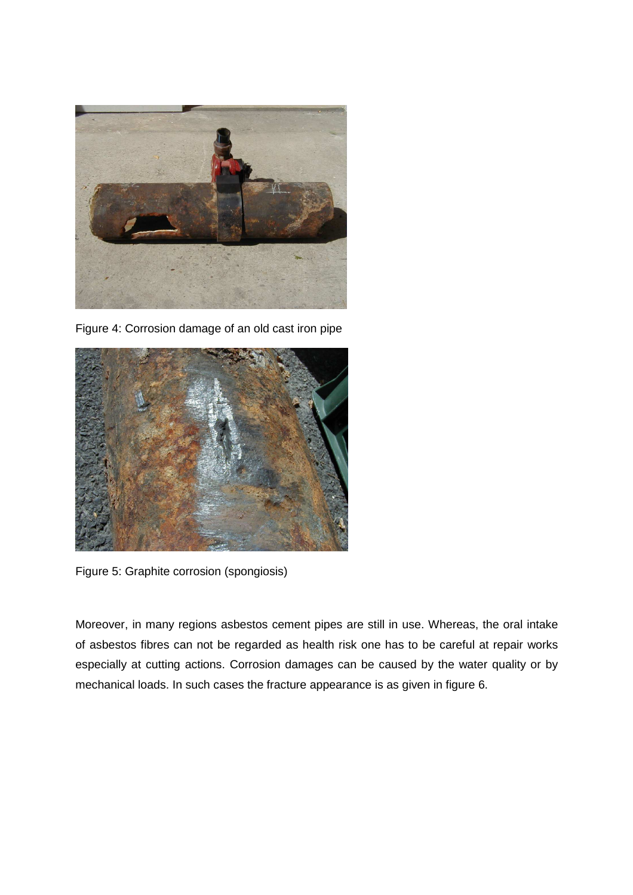Figure 4: Corrosion damage of an old cast iron pipe

Figure 5: Graphite corrosion (spongiosis)

Moreover, in many regions asbestos cement pipes are still in use. Whereas, the oral intake of asbestos fibres can not be regarded as health risk one has to be careful at repair works especially at cutting actions. Corrosion damages can be caused by the water quality or by mechanical loads. In such cases the fracture appearance is as given in figure 6.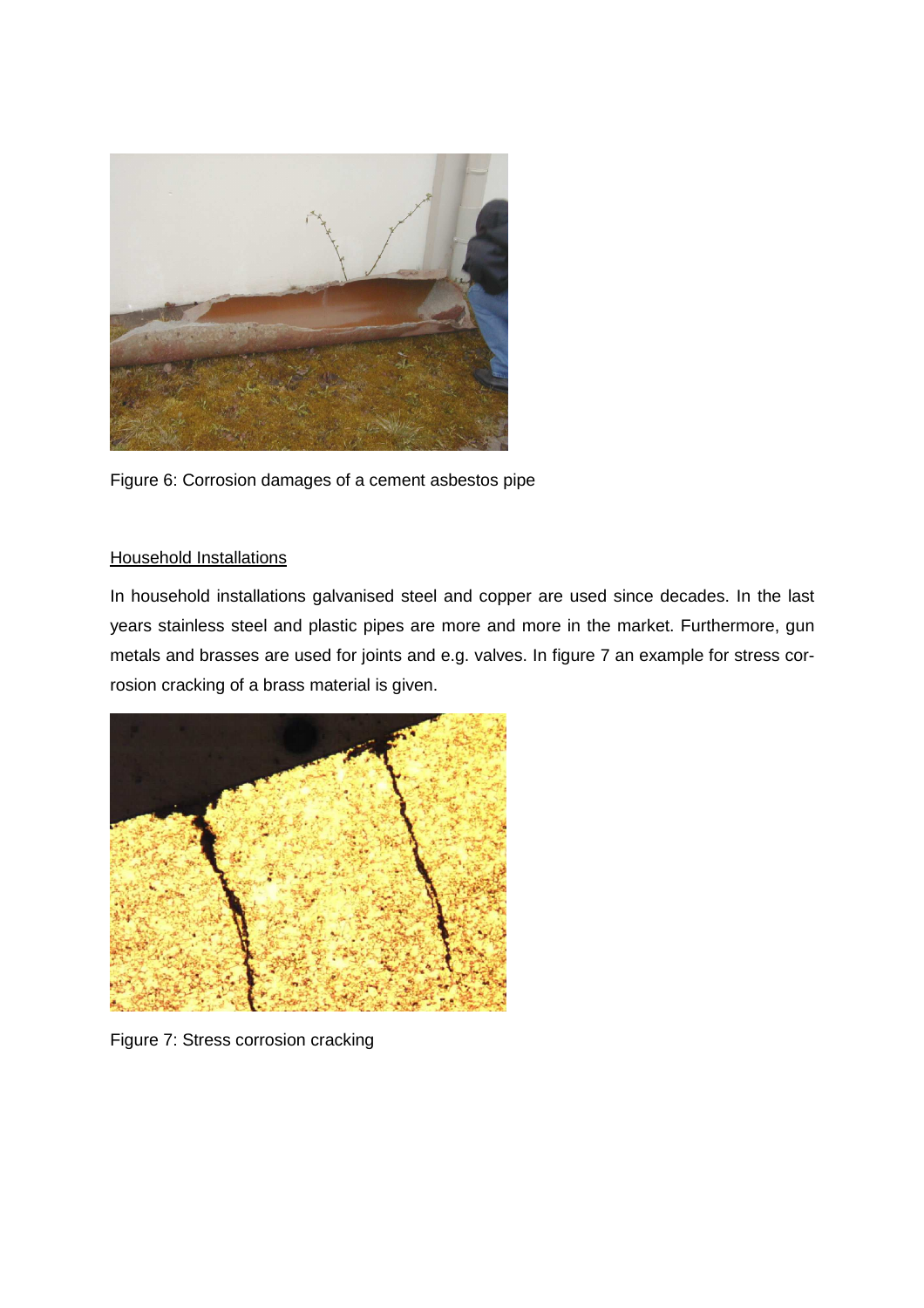Figure 6: Corrosion damages of a cement asbestos pipe

Household Installations

In household installations galvanised steel and copper are used since decades. In the last years stainless steel and plastic pipes are more and more in the market. Furthermore, gun metals and brasses are used for joints and e.g. valves. In figure 7 an example for stress corrosion cracking of a brass material is given.

Figure 7: Stress corrosion cracking